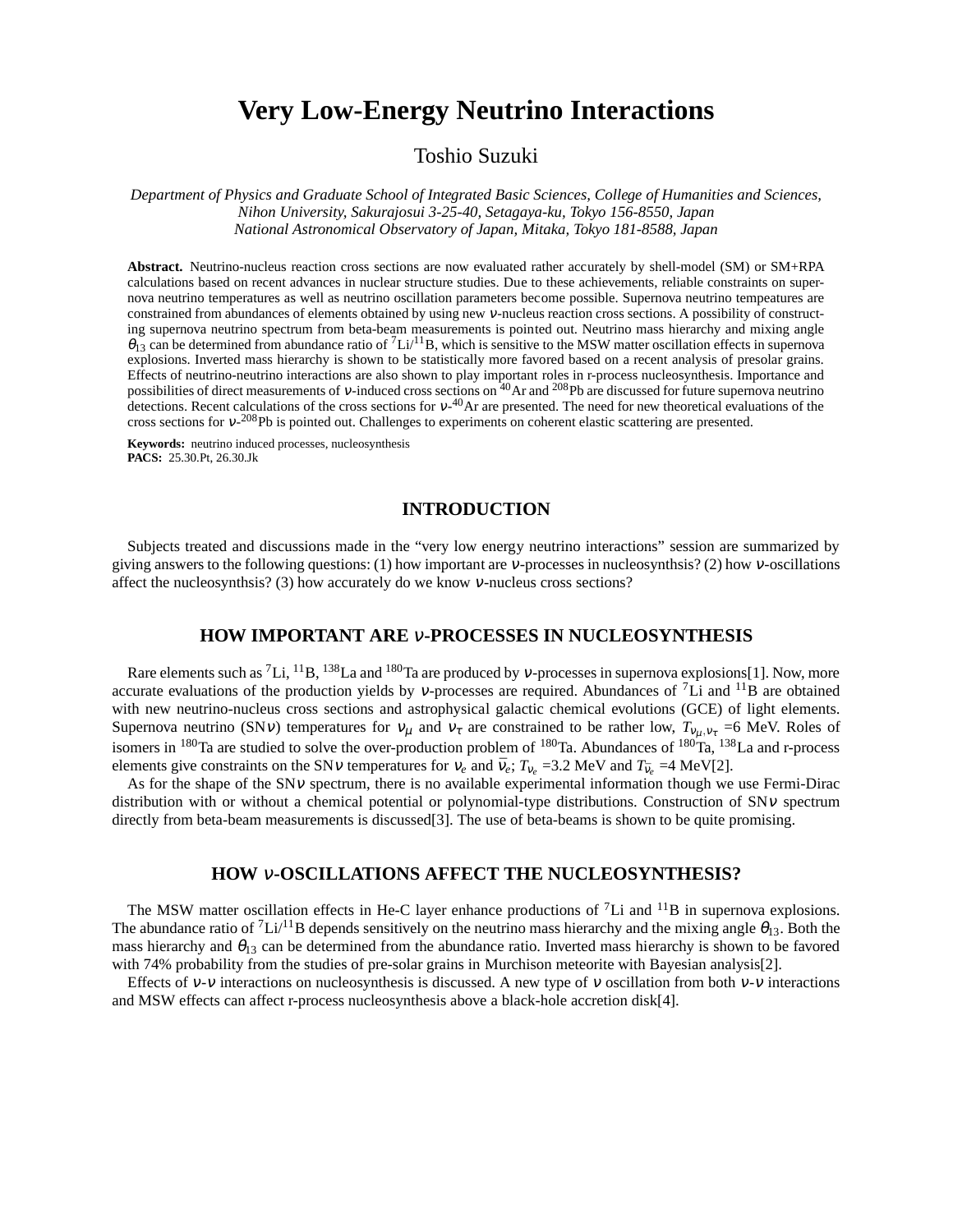# Very Low-Energy Neutrino Interactions

Toshio Suzuki

*Department of Physics and Graduate School of Integrated Basic Sciences, College of Humanities and Sciences, Nihon University, Sakurajosui 3-25-40, Setagaya-ku, Tokyo 156-8550, Japan*
*National Astronomical Observatory of Japan, Mitaka, Tokyo 181-8588, Japan*

**Abstract.** Neutrino-nucleus reaction cross sections are now evaluated rather accurately by shell-model (SM) or SM+RPA calculations based on recent advances in nuclear structure studies. Due to these achievements, reliable constraints on supernova neutrino temperatures as well as neutrino oscillation parameters become possible. Supernova neutrino tempeatures are constrained from abundances of elements obtained by using new $\nu$-nucleus reaction cross sections. A possibility of constructing supernova neutrino spectrum from beta-beam measurements is pointed out. Neutrino mass hierarchy and mixing angle $\theta_{13}$ can be determined from abundance ratio of $^{7}$Li/$^{11}$B, which is sensitive to the MSW matter oscillation effects in supernova explosions. Inverted mass hierarchy is shown to be statistically more favored based on a recent analysis of presolar grains. Effects of neutrino-neutrino interactions are also shown to play important roles in r-process nucleosynthesis. Importance and possibilities of direct measurements of $\nu$-induced cross sections on $^{40}$Ar and $^{208}$Pb are discussed for future supernova neutrino detections. Recent calculations of the cross sections for $\nu$-$^{40}$Ar are presented. The need for new theoretical evaluations of the cross sections for $\nu$-$^{208}$Pb is pointed out. Challenges to experiments on coherent elastic scattering are presented.

**Keywords:** neutrino induced processes, nucleosynthesis
**PACS:** 25.30.Pt, 26.30.Jk

## INTRODUCTION

Subjects treated and discussions made in the "very low energy neutrino interactions" session are summarized by giving answers to the following questions: (1) how important are $\nu$-processes in nucleosynthsis? (2) how $\nu$-oscillations affect the nucleosynthesis? (3) how accurately do we know $\nu$-nucleus cross sections?

## HOW IMPORTANT ARE $\nu$-PROCESSES IN NUCLEOSYNTHESIS

Rare elements such as $^{7}$Li, $^{11}$B, $^{138}$La and $^{180}$Ta are produced by $\nu$-processes in supernova explosions[1]. Now, more accurate evaluations of the production yields by $\nu$-processes are required. Abundances of $^{7}$Li and $^{11}$B are obtained with new neutrino-nucleus cross sections and astrophysical galactic chemical evolutions (GCE) of light elements. Supernova neutrino (SN$\nu$) temperatures for $\nu_\mu$ and $\nu_\tau$ are constrained to be rather low, $T_{\nu_\mu,\nu_\tau}$ =6 MeV. Roles of isomers in $^{180}$Ta are studied to solve the over-production problem of $^{180}$Ta. Abundances of $^{180}$Ta, $^{138}$La and r-process elements give constraints on the SN$\nu$ temperatures for $\nu_e$ and $\bar{\nu}_e$; $T_{\nu_e}$ =3.2 MeV and $T_{\bar{\nu}_e}$ =4 MeV[2].

As for the shape of the SN$\nu$ spectrum, there is no available experimental information though we use Fermi-Dirac distribution with or without a chemical potential or polynomial-type distributions. Construction of SN$\nu$ spectrum directly from beta-beam measurements is discussed[3]. The use of beta-beams is shown to be quite promising.

## HOW $\nu$-OSCILLATIONS AFFECT THE NUCLEOSYNTHESIS?

The MSW matter oscillation effects in He-C layer enhance productions of $^{7}$Li and $^{11}$B in supernova explosions. The abundance ratio of $^{7}$Li/$^{11}$B depends sensitively on the neutrino mass hierarchy and the mixing angle $\theta_{13}$. Both the mass hierarchy and $\theta_{13}$ can be determined from the abundance ratio. Inverted mass hierarchy is shown to be favored with 74% probability from the studies of pre-solar grains in Murchison meteorite with Bayesian analysis[2].

Effects of $\nu$-$\nu$ interactions on nucleosynthesis is discussed. A new type of $\nu$ oscillation from both $\nu$-$\nu$ interactions and MSW effects can affect r-process nucleosynthesis above a black-hole accretion disk[4].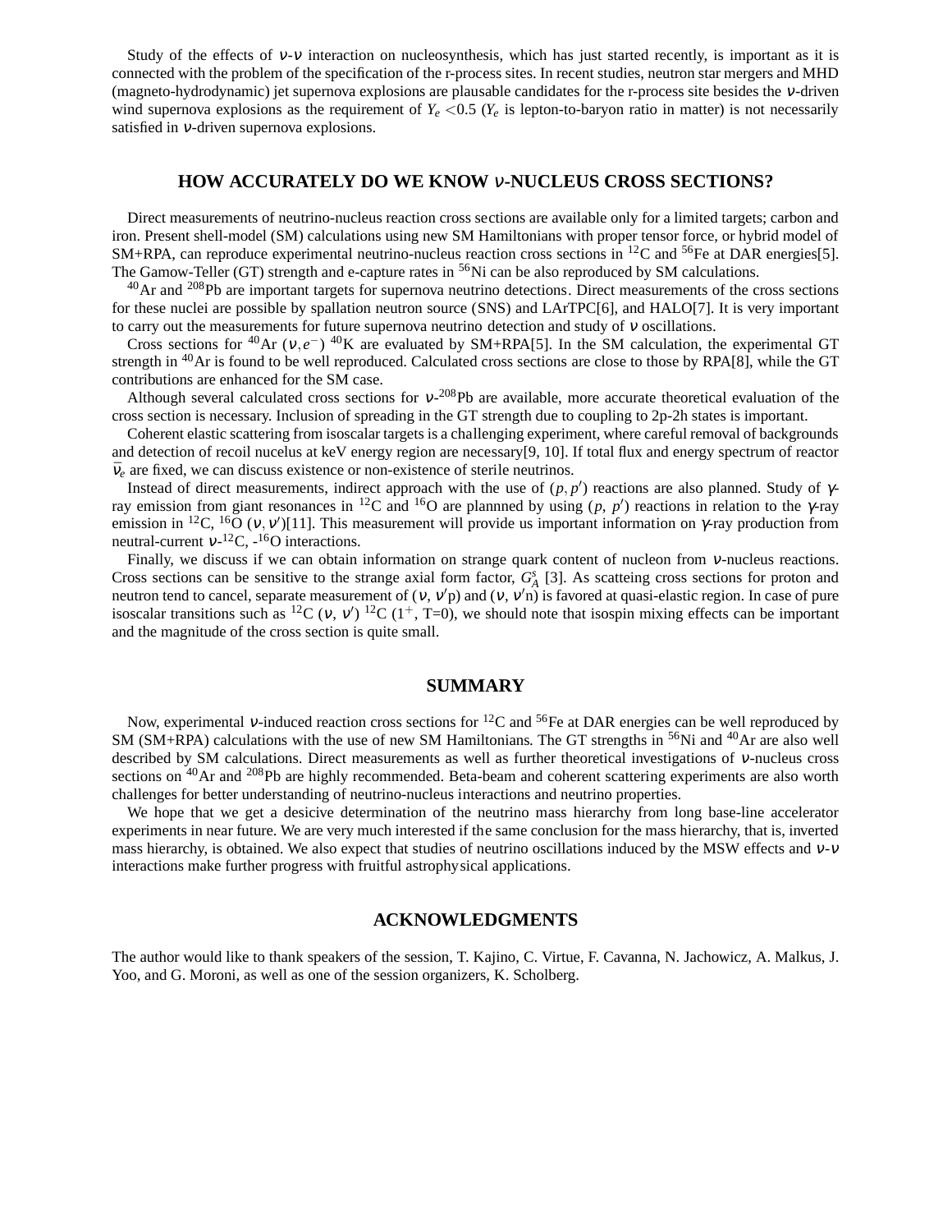Study of the effects of $\nu$-$\nu$ interaction on nucleosynthesis, which has just started recently, is important as it is connected with the problem of the specification of the r-process sites. In recent studies, neutron star mergers and MHD (magneto-hydrodynamic) jet supernova explosions are plausable candidates for the r-process site besides the $\nu$-driven wind supernova explosions as the requirement of $Y_e < 0.5$ ($Y_e$ is lepton-to-baryon ratio in matter) is not necessarily satisfied in $\nu$-driven supernova explosions.

## HOW ACCURATELY DO WE KNOW $\nu$-NUCLEUS CROSS SECTIONS?

Direct measurements of neutrino-nucleus reaction cross sections are available only for a limited targets; carbon and iron. Present shell-model (SM) calculations using new SM Hamiltonians with proper tensor force, or hybrid model of SM+RPA, can reproduce experimental neutrino-nucleus reaction cross sections in $^{12}$C and $^{56}$Fe at DAR energies[5]. The Gamow-Teller (GT) strength and e-capture rates in $^{56}$Ni can be also reproduced by SM calculations.

$^{40}$Ar and $^{208}$Pb are important targets for supernova neutrino detections. Direct measurements of the cross sections for these nuclei are possible by spallation neutron source (SNS) and LArTPC[6], and HALO[7]. It is very important to carry out the measurements for future supernova neutrino detection and study of $\nu$ oscillations.

Cross sections for $^{40}$Ar $(\nu, e^-)$ $^{40}$K are evaluated by SM+RPA[5]. In the SM calculation, the experimental GT strength in $^{40}$Ar is found to be well reproduced. Calculated cross sections are close to those by RPA[8], while the GT contributions are enhanced for the SM case.

Although several calculated cross sections for $\nu$-$^{208}$Pb are available, more accurate theoretical evaluation of the cross section is necessary. Inclusion of spreading in the GT strength due to coupling to 2p-2h states is important.

Coherent elastic scattering from isoscalar targets is a challenging experiment, where careful removal of backgrounds and detection of recoil nucelus at keV energy region are necessary[9, 10]. If total flux and energy spectrum of reactor $\bar{\nu}_e$ are fixed, we can discuss existence or non-existence of sterile neutrinos.

Instead of direct measurements, indirect approach with the use of $(p, p')$ reactions are also planned. Study of $\gamma$-ray emission from giant resonances in $^{12}$C and $^{16}$O are plannned by using $(p, p')$ reactions in relation to the $\gamma$-ray emission in $^{12}$C, $^{16}$O $(\nu, \nu')$[11]. This measurement will provide us important information on $\gamma$-ray production from neutral-current $\nu$-$^{12}$C, -$^{16}$O interactions.

Finally, we discuss if we can obtain information on strange quark content of nucleon from $\nu$-nucleus reactions. Cross sections can be sensitive to the strange axial form factor, $G_A^s$ [3]. As scatteing cross sections for proton and neutron tend to cancel, separate measurement of $(\nu, \nu'$p) and $(\nu, \nu'$n) is favored at quasi-elastic region. In case of pure isoscalar transitions such as $^{12}$C $(\nu, \nu')$ $^{12}$C ($1^+$, T=0), we should note that isospin mixing effects can be important and the magnitude of the cross section is quite small.

## SUMMARY

Now, experimental $\nu$-induced reaction cross sections for $^{12}$C and $^{56}$Fe at DAR energies can be well reproduced by SM (SM+RPA) calculations with the use of new SM Hamiltonians. The GT strengths in $^{56}$Ni and $^{40}$Ar are also well described by SM calculations. Direct measurements as well as further theoretical investigations of $\nu$-nucleus cross sections on $^{40}$Ar and $^{208}$Pb are highly recommended. Beta-beam and coherent scattering experiments are also worth challenges for better understanding of neutrino-nucleus interactions and neutrino properties.

We hope that we get a desicive determination of the neutrino mass hierarchy from long base-line accelerator experiments in near future. We are very much interested if the same conclusion for the mass hierarchy, that is, inverted mass hierarchy, is obtained. We also expect that studies of neutrino oscillations induced by the MSW effects and $\nu$-$\nu$ interactions make further progress with fruitful astrophysical applications.

## ACKNOWLEDGMENTS

The author would like to thank speakers of the session, T. Kajino, C. Virtue, F. Cavanna, N. Jachowicz, A. Malkus, J. Yoo, and G. Moroni, as well as one of the session organizers, K. Scholberg.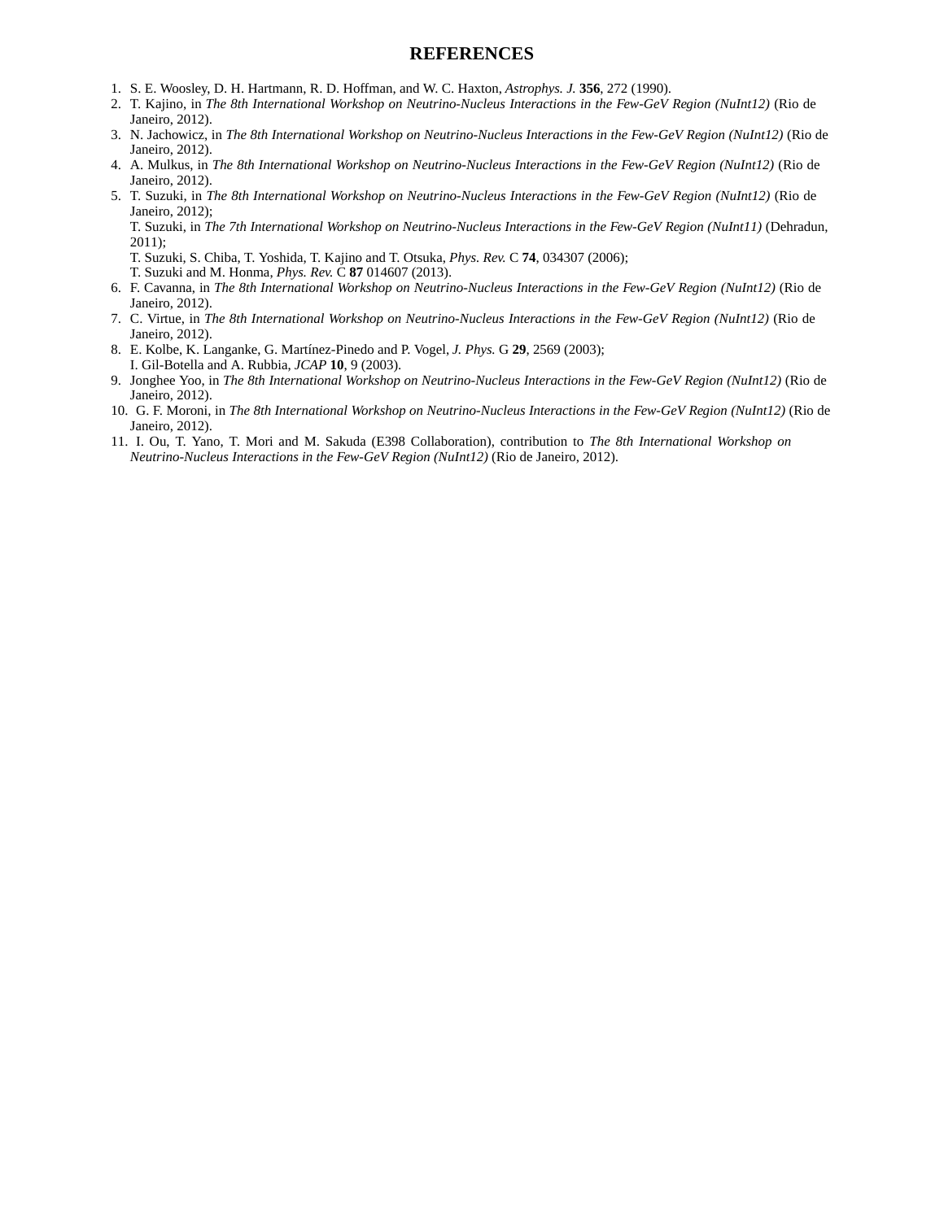# REFERENCES

1. S. E. Woosley, D. H. Hartmann, R. D. Hoffman, and W. C. Haxton, *Astrophys. J.* **356**, 272 (1990).
2. T. Kajino, in *The 8th International Workshop on Neutrino-Nucleus Interactions in the Few-GeV Region (NuInt12)* (Rio de Janeiro, 2012).
3. N. Jachowicz, in *The 8th International Workshop on Neutrino-Nucleus Interactions in the Few-GeV Region (NuInt12)* (Rio de Janeiro, 2012).
4. A. Mulkus, in *The 8th International Workshop on Neutrino-Nucleus Interactions in the Few-GeV Region (NuInt12)* (Rio de Janeiro, 2012).
5. T. Suzuki, in *The 8th International Workshop on Neutrino-Nucleus Interactions in the Few-GeV Region (NuInt12)* (Rio de Janeiro, 2012);
   T. Suzuki, in *The 7th International Workshop on Neutrino-Nucleus Interactions in the Few-GeV Region (NuInt11)* (Dehradun, 2011);
   T. Suzuki, S. Chiba, T. Yoshida, T. Kajino and T. Otsuka, *Phys. Rev.* C **74**, 034307 (2006);
   T. Suzuki and M. Honma, *Phys. Rev.* C **87** 014607 (2013).
6. F. Cavanna, in *The 8th International Workshop on Neutrino-Nucleus Interactions in the Few-GeV Region (NuInt12)* (Rio de Janeiro, 2012).
7. C. Virtue, in *The 8th International Workshop on Neutrino-Nucleus Interactions in the Few-GeV Region (NuInt12)* (Rio de Janeiro, 2012).
8. E. Kolbe, K. Langanke, G. Martínez-Pinedo and P. Vogel, *J. Phys.* G **29**, 2569 (2003);
   I. Gil-Botella and A. Rubbia, *JCAP* **10**, 9 (2003).
9. Jonghee Yoo, in *The 8th International Workshop on Neutrino-Nucleus Interactions in the Few-GeV Region (NuInt12)* (Rio de Janeiro, 2012).
10. G. F. Moroni, in *The 8th International Workshop on Neutrino-Nucleus Interactions in the Few-GeV Region (NuInt12)* (Rio de Janeiro, 2012).
11. I. Ou, T. Yano, T. Mori and M. Sakuda (E398 Collaboration), contribution to *The 8th International Workshop on Neutrino-Nucleus Interactions in the Few-GeV Region (NuInt12)* (Rio de Janeiro, 2012).